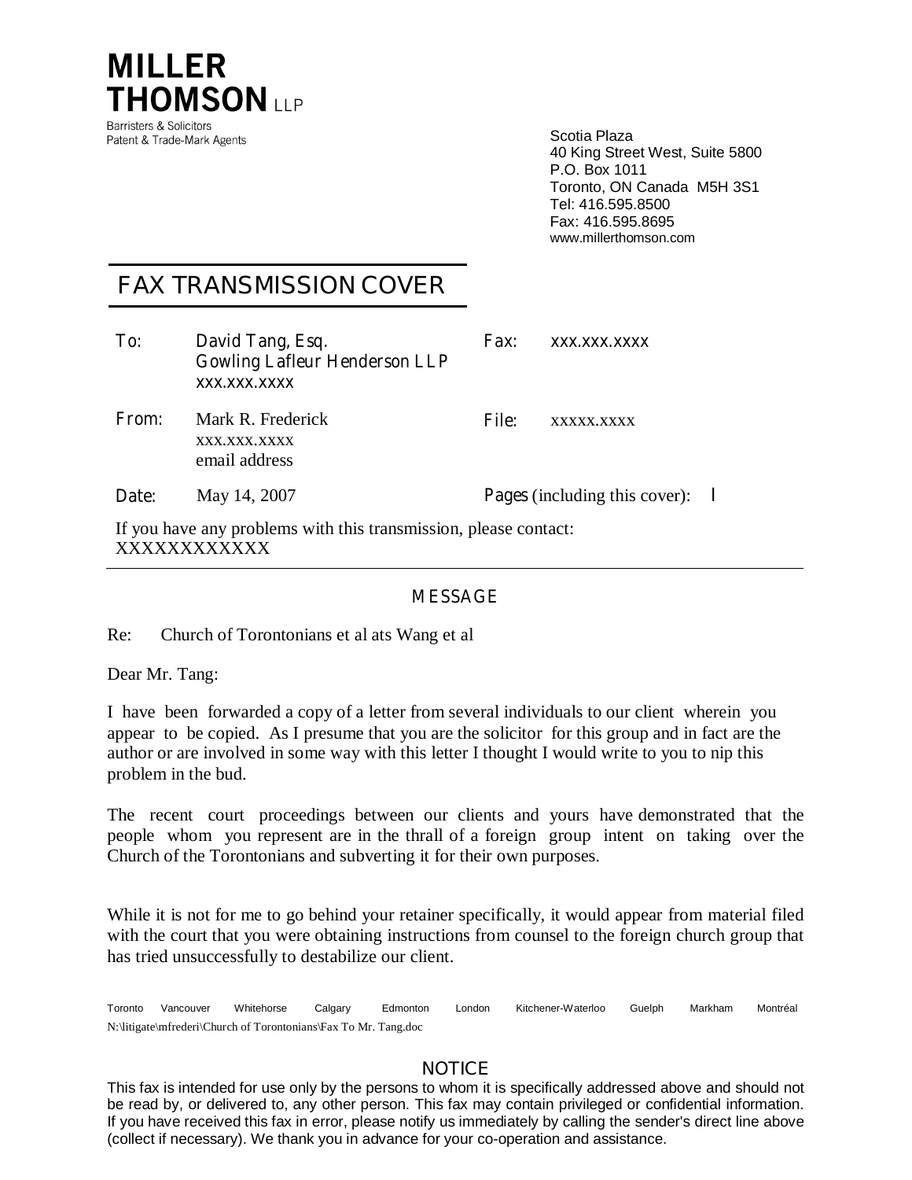# MILLER THOMSON LLP

Barristers & Solicitors
Patent & Trade-Mark Agents

Scotia Plaza
40 King Street West, Suite 5800
P.O. Box 1011
Toronto, ON Canada M5H 3S1
Tel: 416.595.8500
Fax: 416.595.8695
www.millerthomson.com

## FAX TRANSMISSION COVER

| | | | |
|---|---|---|---|
| **To:** | David Tang, Esq.<br>Gowling Lafleur Henderson LLP<br>xxx.xxx.xxxx | **Fax:** | xxx.xxx.xxxx |
| **From:** | Mark R. Frederick<br>xxx.xxx.xxxx<br>email address | **File:** | xxxxx.xxxx |
| **Date:** | May 14, 2007 | **Pages** (including this cover): | l |

If you have any problems with this transmission, please contact:
XXXXXXXXXXXX

---

### MESSAGE

Re: Church of Torontonians et al ats Wang et al

Dear Mr. Tang:

I have been forwarded a copy of a letter from several individuals to our client wherein you appear to be copied. As I presume that you are the solicitor for this group and in fact are the author or are involved in some way with this letter I thought I would write to you to nip this problem in the bud.

The recent court proceedings between our clients and yours have demonstrated that the people whom you represent are in the thrall of a foreign group intent on taking over the Church of the Torontonians and subverting it for their own purposes.

While it is not for me to go behind your retainer specifically, it would appear from material filed with the court that you were obtaining instructions from counsel to the foreign church group that has tried unsuccessfully to destabilize our client.

Toronto Vancouver Whitehorse Calgary Edmonton London Kitchener-Waterloo Guelph Markham Montréal

N:\litigate\mfrederi\Church of Torontonians\Fax To Mr. Tang.doc

### NOTICE

This fax is intended for use only by the persons to whom it is specifically addressed above and should not be read by, or delivered to, any other person. This fax may contain privileged or confidential information. If you have received this fax in error, please notify us immediately by calling the sender's direct line above (collect if necessary). We thank you in advance for your co-operation and assistance.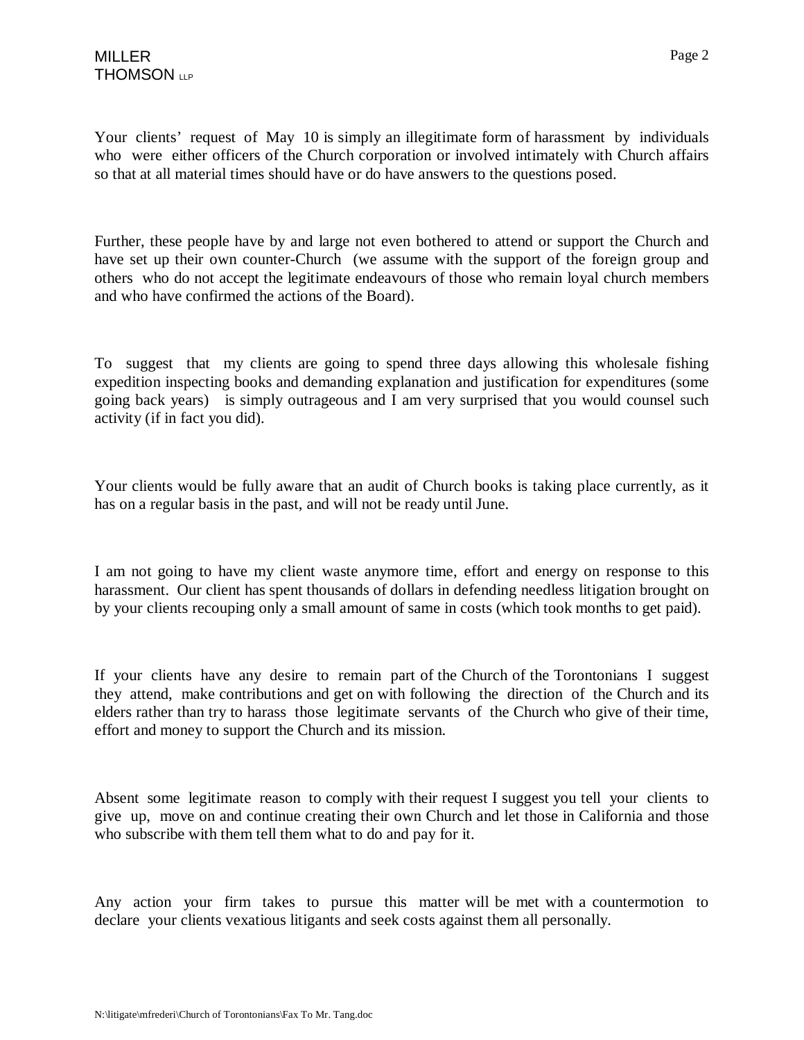Your clients' request of May 10 is simply an illegitimate form of harassment by individuals who were either officers of the Church corporation or involved intimately with Church affairs so that at all material times should have or do have answers to the questions posed.

Further, these people have by and large not even bothered to attend or support the Church and have set up their own counter-Church (we assume with the support of the foreign group and others who do not accept the legitimate endeavours of those who remain loyal church members and who have confirmed the actions of the Board).

To suggest that my clients are going to spend three days allowing this wholesale fishing expedition inspecting books and demanding explanation and justification for expenditures (some going back years) is simply outrageous and I am very surprised that you would counsel such activity (if in fact you did).

Your clients would be fully aware that an audit of Church books is taking place currently, as it has on a regular basis in the past, and will not be ready until June.

I am not going to have my client waste anymore time, effort and energy on response to this harassment. Our client has spent thousands of dollars in defending needless litigation brought on by your clients recouping only a small amount of same in costs (which took months to get paid).

If your clients have any desire to remain part of the Church of the Torontonians I suggest they attend, make contributions and get on with following the direction of the Church and its elders rather than try to harass those legitimate servants of the Church who give of their time, effort and money to support the Church and its mission.

Absent some legitimate reason to comply with their request I suggest you tell your clients to give up, move on and continue creating their own Church and let those in California and those who subscribe with them tell them what to do and pay for it.

Any action your firm takes to pursue this matter will be met with a countermotion to declare your clients vexatious litigants and seek costs against them all personally.

N:\litigate\mfrederi\Church of Torontonians\Fax To Mr. Tang.doc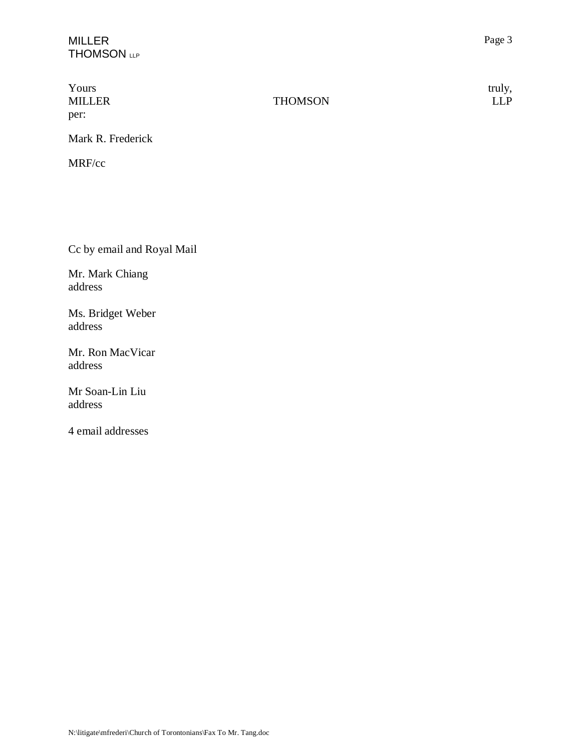Yours truly,
MILLER THOMSON LLP
per:

Mark R. Frederick

MRF/cc

Cc by email and Royal Mail

Mr. Mark Chiang
address

Ms. Bridget Weber
address

Mr. Ron MacVicar
address

Mr Soan-Lin Liu
address

4 email addresses

N:\litigate\mfrederi\Church of Torontonians\Fax To Mr. Tang.doc